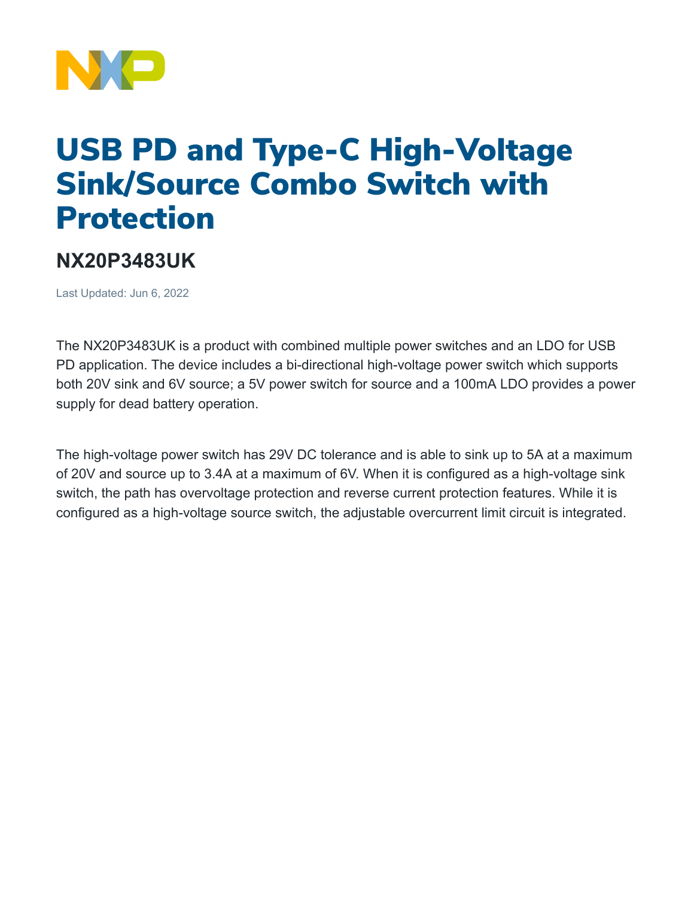# USB PD and Type-C High-Voltage Sink/Source Combo Switch with Protection

## NX20P3483UK

Last Updated: Jun 6, 2022

The NX20P3483UK is a product with combined multiple power switches and an LDO for USB PD application. The device includes a bi-directional high-voltage power switch which supports both 20V sink and 6V source; a 5V power switch for source and a 100mA LDO provides a power supply for dead battery operation.

The high-voltage power switch has 29V DC tolerance and is able to sink up to 5A at a maximum of 20V and source up to 3.4A at a maximum of 6V. When it is configured as a high-voltage sink switch, the path has overvoltage protection and reverse current protection features. While it is configured as a high-voltage source switch, the adjustable overcurrent limit circuit is integrated.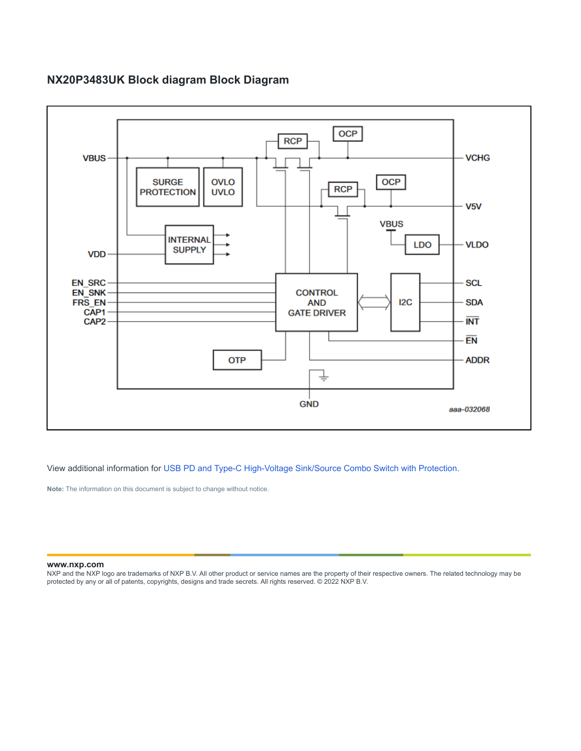## NX20P3483UK Block diagram Block Diagram

VBUS
VDD
EN_SRC
EN_SNK
FRS_EN
CAP1
CAP2
SURGE PROTECTION
OVLO UVLO
INTERNAL SUPPLY
RCP
OCP
RCP
OCP
VBUS
LDO
CONTROL AND GATE DRIVER
I2C
OTP
GND
VCHG
V5V
VLDO
SCL
SDA
$\overline{\text{INT}}$
$\overline{\text{EN}}$
ADDR
*aaa-032068*

View additional information for USB PD and Type-C High-Voltage Sink/Source Combo Switch with Protection.

**Note:** The information on this document is subject to change without notice.